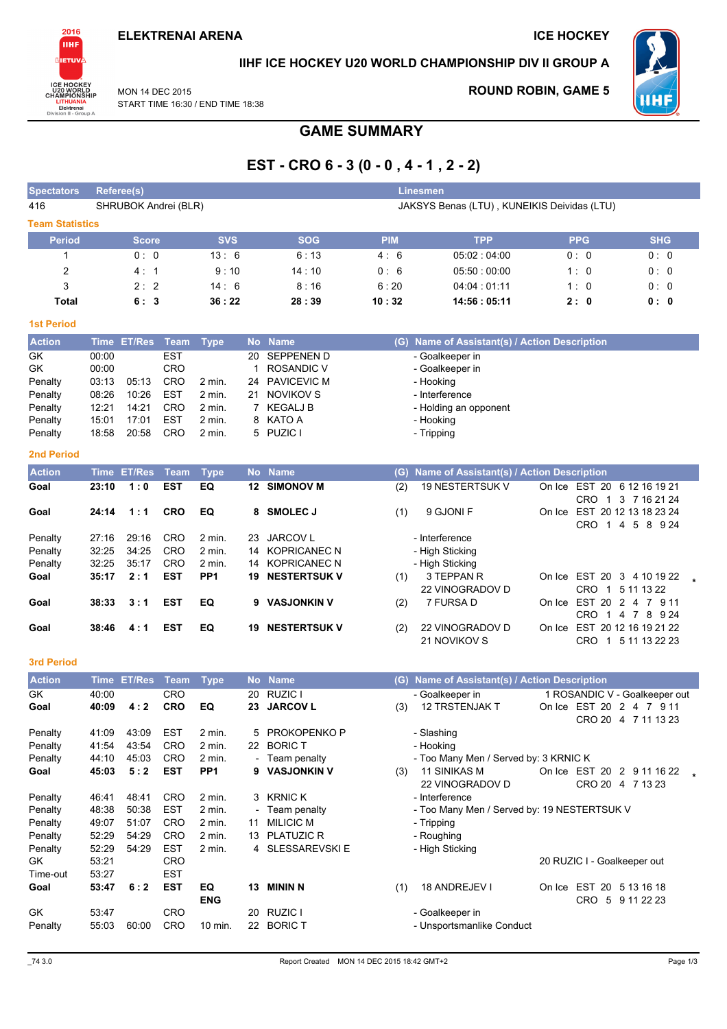ELEKTRENAI ARENA

ICE HOCKEY

IIHF ICE HOCKEY U20 WORLD CHAMPIONSHIP DIV II GROUP A

MON 14 DEC 2015
START TIME 16:30 / END TIME 18:38

ROUND ROBIN, GAME 5

# GAME SUMMARY

## EST - CRO 6 - 3 (0 - 0 , 4 - 1 , 2 - 2)

| Spectators | Referee(s) | Linesmen |
|---|---|---|
| 416 | SHRUBOK Andrei (BLR) | JAKSYS Benas (LTU) , KUNEIKIS Deividas (LTU) |

### Team Statistics

| Period | Score | SVS | SOG | PIM | TPP | PPG | SHG |
|---|---|---|---|---|---|---|---|
| 1 | 0 : 0 | 13 : 6 | 6 : 13 | 4 : 6 | 05:02 : 04:00 | 0 : 0 | 0 : 0 |
| 2 | 4 : 1 | 9 : 10 | 14 : 10 | 0 : 6 | 05:50 : 00:00 | 1 : 0 | 0 : 0 |
| 3 | 2 : 2 | 14 : 6 | 8 : 16 | 6 : 20 | 04:04 : 01:11 | 1 : 0 | 0 : 0 |
| **Total** | **6 : 3** | **36 : 22** | **28 : 39** | **10 : 32** | **14:56 : 05:11** | **2 : 0** | **0 : 0** |

### 1st Period

| Action | Time | ET/Res | Team | Type | No | Name | (G) | Name of Assistant(s) / Action Description |
|---|---|---|---|---|---|---|---|---|
| GK | 00:00 | | EST | | 20 | SEPPENEN D | | - Goalkeeper in |
| GK | 00:00 | | CRO | | 1 | ROSANDIC V | | - Goalkeeper in |
| Penalty | 03:13 | 05:13 | CRO | 2 min. | 24 | PAVICEVIC M | | - Hooking |
| Penalty | 08:26 | 10:26 | EST | 2 min. | 21 | NOVIKOV S | | - Interference |
| Penalty | 12:21 | 14:21 | CRO | 2 min. | 7 | KEGALJ B | | - Holding an opponent |
| Penalty | 15:01 | 17:01 | EST | 2 min. | 8 | KATO A | | - Hooking |
| Penalty | 18:58 | 20:58 | CRO | 2 min. | 5 | PUZIC I | | - Tripping |

### 2nd Period

| Action | Time | ET/Res | Team | Type | No | Name | (G) | Name of Assistant(s) / Action Description | On Ice |
|---|---|---|---|---|---|---|---|---|---|
| **Goal** | **23:10** | **1 : 0** | **EST** | **EQ** | **12** | **SIMONOV M** | (2) | 19 NESTERTSUK V | EST 20 6 12 16 19 21; CRO 1 3 7 16 21 24 |
| **Goal** | **24:14** | **1 : 1** | **CRO** | **EQ** | **8** | **SMOLEC J** | (1) | 9 GJONI F | EST 20 12 13 18 23 24; CRO 1 4 5 8 9 24 |
| Penalty | 27:16 | 29:16 | CRO | 2 min. | 23 | JARCOV L | | - Interference | |
| Penalty | 32:25 | 34:25 | CRO | 2 min. | 14 | KOPRICANEC N | | - High Sticking | |
| Penalty | 32:25 | 35:17 | CRO | 2 min. | 14 | KOPRICANEC N | | - High Sticking | |
| **Goal** | **35:17** | **2 : 1** | **EST** | **PP1** | **19** | **NESTERTSUK V** | (1) | 3 TEPPAN R, 22 VINOGRADOV D | EST 20 3 4 10 19 22; CRO 1 5 11 13 22 * |
| **Goal** | **38:33** | **3 : 1** | **EST** | **EQ** | **9** | **VASJONKIN V** | (2) | 7 FURSA D | EST 20 2 4 7 9 11; CRO 1 4 7 8 9 24 |
| **Goal** | **38:46** | **4 : 1** | **EST** | **EQ** | **19** | **NESTERTSUK V** | (2) | 22 VINOGRADOV D, 21 NOVIKOV S | EST 20 12 16 19 21 22; CRO 1 5 11 13 22 23 |

### 3rd Period

| Action | Time | ET/Res | Team | Type | No | Name | (G) | Name of Assistant(s) / Action Description | On Ice |
|---|---|---|---|---|---|---|---|---|---|
| GK | 40:00 | | CRO | | 20 | RUZIC I | | - Goalkeeper in | 1 ROSANDIC V - Goalkeeper out |
| **Goal** | **40:09** | **4 : 2** | **CRO** | **EQ** | **23** | **JARCOV L** | (3) | 12 TRSTENJAK T | EST 20 2 4 7 9 11; CRO 20 4 7 11 13 23 |
| Penalty | 41:09 | 43:09 | EST | 2 min. | 5 | PROKOPENKO P | | - Slashing | |
| Penalty | 41:54 | 43:54 | CRO | 2 min. | 22 | BORIC T | | - Hooking | |
| Penalty | 44:10 | 45:03 | CRO | 2 min. | - | Team penalty | | - Too Many Men / Served by: 3 KRNIC K | |
| **Goal** | **45:03** | **5 : 2** | **EST** | **PP1** | **9** | **VASJONKIN V** | (3) | 11 SINIKAS M, 22 VINOGRADOV D | EST 20 2 9 11 16 22; CRO 20 4 7 13 23 * |
| Penalty | 46:41 | 48:41 | CRO | 2 min. | 3 | KRNIC K | | - Interference | |
| Penalty | 48:38 | 50:38 | EST | 2 min. | - | Team penalty | | - Too Many Men / Served by: 19 NESTERTSUK V | |
| Penalty | 49:07 | 51:07 | CRO | 2 min. | 11 | MILICIC M | | - Tripping | |
| Penalty | 52:29 | 54:29 | CRO | 2 min. | 13 | PLATUZIC R | | - Roughing | |
| Penalty | 52:29 | 54:29 | EST | 2 min. | 4 | SLESSAREVSKI E | | - High Sticking | |
| GK | 53:21 | | CRO | | | | | | 20 RUZIC I - Goalkeeper out |
| Time-out | 53:27 | | EST | | | | | | |
| **Goal** | **53:47** | **6 : 2** | **EST** | **EQ ENG** | **13** | **MININ N** | (1) | 18 ANDREJEV I | EST 20 5 13 16 18; CRO 5 9 11 22 23 |
| GK | 53:47 | | CRO | | 20 | RUZIC I | | - Goalkeeper in | |
| Penalty | 55:03 | 60:00 | CRO | 10 min. | 22 | BORIC T | | - Unsportsmanlike Conduct | |

_74 3.0 Report Created MON 14 DEC 2015 18:42 GMT+2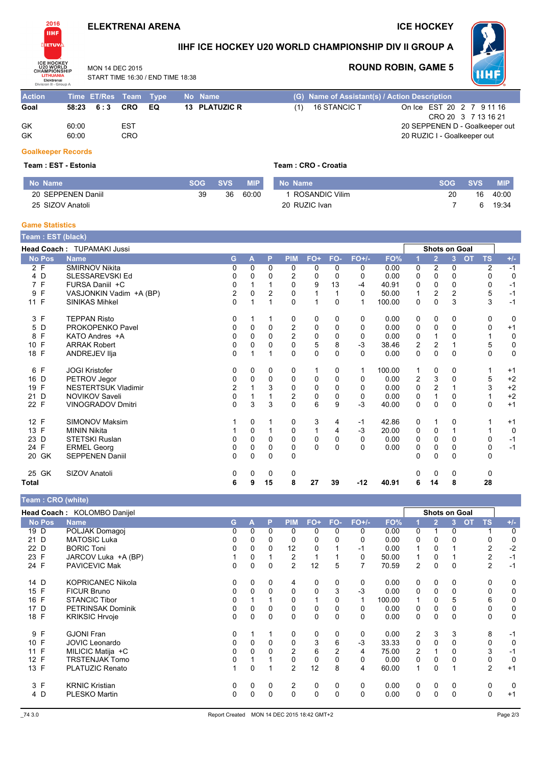# ELEKTRENAI ARENA

# ICE HOCKEY

## IIHF ICE HOCKEY U20 WORLD CHAMPIONSHIP DIV II GROUP A

MON 14 DEC 2015
START TIME 16:30 / END TIME 18:38

**ROUND ROBIN, GAME 5**

| Action | Time | ET/Res | Team | Type | No | Name | (G) | Name of Assistant(s) / Action Description | |
|---|---|---|---|---|---|---|---|---|---|
| **Goal** | **58:23** | **6 : 3** | **CRO** | **EQ** | **13** | **PLATUZIC R** | (1) | 16 STANCIC T | On Ice EST 20 2 7 9 11 16<br>CRO 20 3 7 13 16 21 |
| GK | 60:00 | | EST | | | | | | 20 SEPPENEN D - Goalkeeper out |
| GK | 60:00 | | CRO | | | | | | 20 RUZIC I - Goalkeeper out |

### Goalkeeper Records

**Team : EST - Estonia**

| No Name | SOG | SVS | MIP |
|---|---|---|---|
| 20 SEPPENEN Daniil | 39 | 36 | 60:00 |
| 25 SIZOV Anatoli | | | |

**Team : CRO - Croatia**

| No Name | SOG | SVS | MIP |
|---|---|---|---|
| 1 ROSANDIC Vilim | 20 | 16 | 40:00 |
| 20 RUZIC Ivan | 7 | 6 | 19:34 |

### Game Statistics

**Team : EST (black)**

**Head Coach :** TUPAMAKI Jussi

| No | Pos | Name | G | A | P | PIM | FO+ | FO- | FO+/- | FO% | 1 | 2 | 3 | OT | TS | +/- |
|---|---|---|---|---|---|---|---|---|---|---|---|---|---|---|---|---|
| | | | | | | | | | | | Shots on Goal | | | | | |
| 2 | F | SMIRNOV Nikita | 0 | 0 | 0 | 0 | 0 | 0 | 0 | 0.00 | 0 | 2 | 0 | | 2 | -1 |
| 4 | D | SLESSAREVSKI Ed | 0 | 0 | 0 | 2 | 0 | 0 | 0 | 0.00 | 0 | 0 | 0 | | 0 | 0 |
| 7 | F | FURSA Daniil +C | 0 | 1 | 1 | 0 | 9 | 13 | -4 | 40.91 | 0 | 0 | 0 | | 0 | -1 |
| 9 | F | VASJONKIN Vadim +A (BP) | 2 | 0 | 2 | 0 | 1 | 1 | 0 | 50.00 | 1 | 2 | 2 | | 5 | -1 |
| 11 | F | SINIKAS Mihkel | 0 | 1 | 1 | 0 | 1 | 0 | 1 | 100.00 | 0 | 0 | 3 | | 3 | -1 |
| 3 | F | TEPPAN Risto | 0 | 1 | 1 | 0 | 0 | 0 | 0 | 0.00 | 0 | 0 | 0 | | 0 | 0 |
| 5 | D | PROKOPENKO Pavel | 0 | 0 | 0 | 2 | 0 | 0 | 0 | 0.00 | 0 | 0 | 0 | | 0 | +1 |
| 8 | F | KATO Andres +A | 0 | 0 | 0 | 2 | 0 | 0 | 0 | 0.00 | 0 | 1 | 0 | | 1 | 0 |
| 10 | F | ARRAK Robert | 0 | 0 | 0 | 0 | 5 | 8 | -3 | 38.46 | 2 | 2 | 1 | | 5 | 0 |
| 18 | F | ANDREJEV Ilja | 0 | 1 | 1 | 0 | 0 | 0 | 0 | 0.00 | 0 | 0 | 0 | | 0 | 0 |
| 6 | F | JOGI Kristofer | 0 | 0 | 0 | 0 | 1 | 0 | 1 | 100.00 | 1 | 0 | 0 | | 1 | +1 |
| 16 | D | PETROV Jegor | 0 | 0 | 0 | 0 | 0 | 0 | 0 | 0.00 | 2 | 3 | 0 | | 5 | +2 |
| 19 | F | NESTERTSUK Vladimir | 2 | 1 | 3 | 0 | 0 | 0 | 0 | 0.00 | 0 | 2 | 1 | | 3 | +2 |
| 21 | D | NOVIKOV Saveli | 0 | 1 | 1 | 2 | 0 | 0 | 0 | 0.00 | 0 | 1 | 0 | | 1 | +2 |
| 22 | F | VINOGRADOV Dmitri | 0 | 3 | 3 | 0 | 6 | 9 | -3 | 40.00 | 0 | 0 | 0 | | 0 | +1 |
| 12 | F | SIMONOV Maksim | 1 | 0 | 1 | 0 | 3 | 4 | -1 | 42.86 | 0 | 1 | 0 | | 1 | +1 |
| 13 | F | MININ Nikita | 1 | 0 | 1 | 0 | 1 | 4 | -3 | 20.00 | 0 | 0 | 1 | | 1 | 0 |
| 23 | D | STETSKI Ruslan | 0 | 0 | 0 | 0 | 0 | 0 | 0 | 0.00 | 0 | 0 | 0 | | 0 | -1 |
| 24 | F | ERMEL Georg | 0 | 0 | 0 | 0 | 0 | 0 | 0 | 0.00 | 0 | 0 | 0 | | 0 | -1 |
| 20 | GK | SEPPENEN Daniil | 0 | 0 | 0 | 0 | | | | | 0 | 0 | 0 | | 0 | |
| 25 | GK | SIZOV Anatoli | 0 | 0 | 0 | 0 | | | | | 0 | 0 | 0 | | 0 | |
| **Total** | | | **6** | **9** | **15** | **8** | **27** | **39** | **-12** | **40.91** | **6** | **14** | **8** | | **28** | |

**Team : CRO (white)**

**Head Coach :** KOLOMBO Danijel

| No | Pos | Name | G | A | P | PIM | FO+ | FO- | FO+/- | FO% | 1 | 2 | 3 | OT | TS | +/- |
|---|---|---|---|---|---|---|---|---|---|---|---|---|---|---|---|---|
| | | | | | | | | | | | Shots on Goal | | | | | |
| 19 | D | POLJAK Domagoj | 0 | 0 | 0 | 0 | 0 | 0 | 0 | 0.00 | 0 | 1 | 0 | | 1 | 0 |
| 21 | D | MATOSIC Luka | 0 | 0 | 0 | 0 | 0 | 0 | 0 | 0.00 | 0 | 0 | 0 | | 0 | 0 |
| 22 | D | BORIC Toni | 0 | 0 | 0 | 12 | 0 | 1 | -1 | 0.00 | 1 | 0 | 1 | | 2 | -2 |
| 23 | F | JARCOV Luka +A (BP) | 1 | 0 | 1 | 2 | 1 | 1 | 0 | 50.00 | 1 | 0 | 1 | | 2 | -1 |
| 24 | F | PAVICEVIC Mak | 0 | 0 | 0 | 2 | 12 | 5 | 7 | 70.59 | 2 | 0 | 0 | | 2 | -1 |
| 14 | D | KOPRICANEC Nikola | 0 | 0 | 0 | 4 | 0 | 0 | 0 | 0.00 | 0 | 0 | 0 | | 0 | 0 |
| 15 | F | FICUR Bruno | 0 | 0 | 0 | 0 | 0 | 3 | -3 | 0.00 | 0 | 0 | 0 | | 0 | 0 |
| 16 | F | STANCIC Tibor | 0 | 1 | 1 | 0 | 1 | 0 | 1 | 100.00 | 1 | 0 | 5 | | 6 | 0 |
| 17 | D | PETRINSAK Dominik | 0 | 0 | 0 | 0 | 0 | 0 | 0 | 0.00 | 0 | 0 | 0 | | 0 | 0 |
| 18 | F | KRIKSIC Hrvoje | 0 | 0 | 0 | 0 | 0 | 0 | 0 | 0.00 | 0 | 0 | 0 | | 0 | 0 |
| 9 | F | GJONI Fran | 0 | 1 | 1 | 0 | 0 | 0 | 0 | 0.00 | 2 | 3 | 3 | | 8 | -1 |
| 10 | F | JOVIC Leonardo | 0 | 0 | 0 | 0 | 3 | 6 | -3 | 33.33 | 0 | 0 | 0 | | 0 | 0 |
| 11 | F | MILICIC Matija +C | 0 | 0 | 0 | 2 | 6 | 2 | 4 | 75.00 | 2 | 1 | 0 | | 3 | -1 |
| 12 | F | TRSTENJAK Tomo | 0 | 1 | 1 | 0 | 0 | 0 | 0 | 0.00 | 0 | 0 | 0 | | 0 | 0 |
| 13 | F | PLATUZIC Renato | 1 | 0 | 1 | 2 | 12 | 8 | 4 | 60.00 | 1 | 0 | 1 | | 2 | +1 |
| 3 | F | KRNIC Kristian | 0 | 0 | 0 | 2 | 0 | 0 | 0 | 0.00 | 0 | 0 | 0 | | 0 | 0 |
| 4 | D | PLESKO Martin | 0 | 0 | 0 | 0 | 0 | 0 | 0 | 0.00 | 0 | 0 | 0 | | 0 | +1 |

_74 3.0 Report Created MON 14 DEC 2015 18:42 GMT+2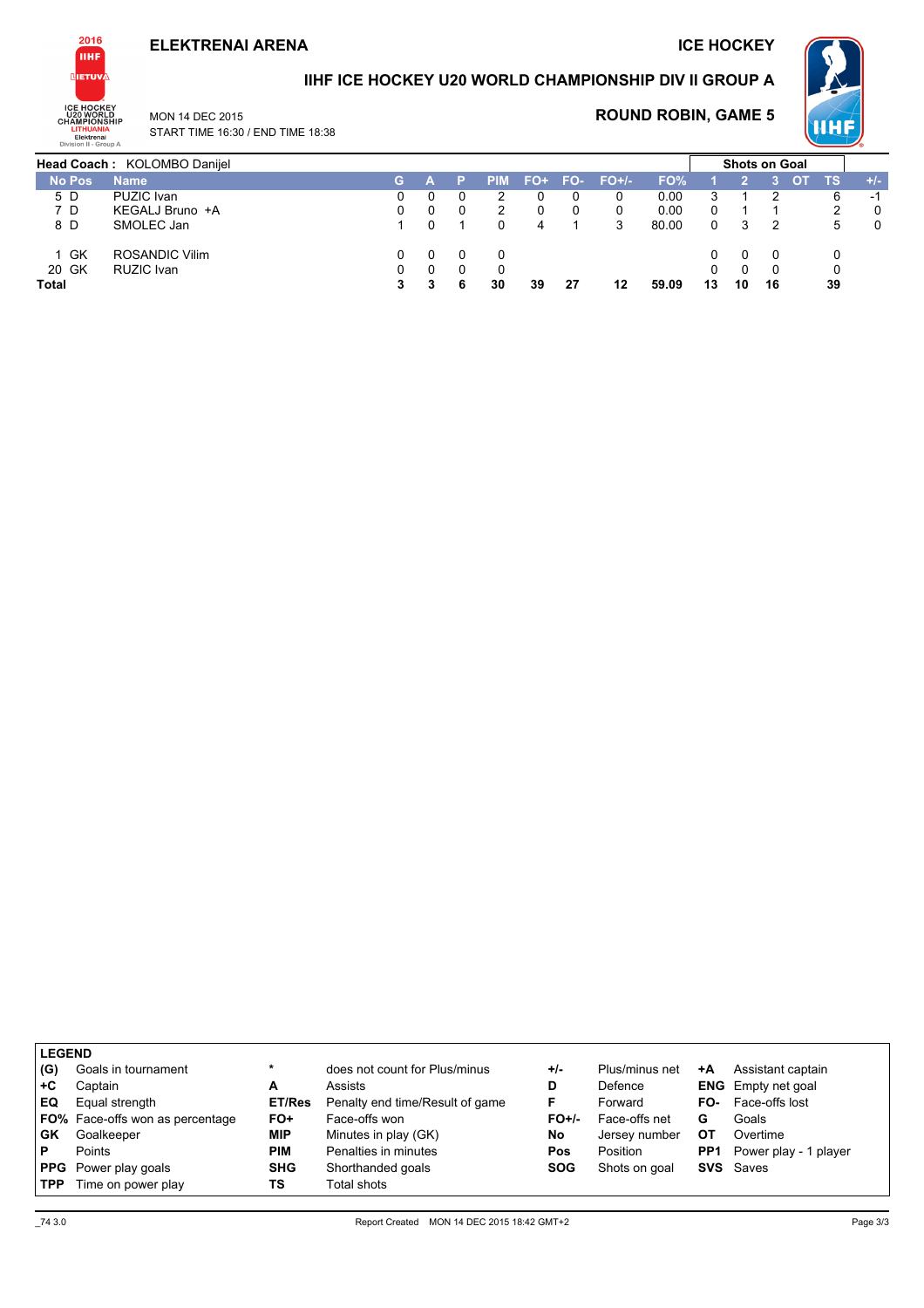ELEKTRENAI ARENA

ICE HOCKEY

## IIHF ICE HOCKEY U20 WORLD CHAMPIONSHIP DIV II GROUP A

MON 14 DEC 2015
START TIME 16:30 / END TIME 18:38

ROUND ROBIN, GAME 5

**Head Coach :** KOLOMBO Danijel

| No | Pos | Name | G | A | P | PIM | FO+ | FO- | FO+/- | FO% | Shots on Goal 1 | 2 | 3 | OT | TS | +/- |
|---|---|---|---|---|---|---|---|---|---|---|---|---|---|---|---|---|
| 5 | D | PUZIC Ivan | 0 | 0 | 0 | 2 | 0 | 0 | 0 | 0.00 | 3 | 1 | 2 | | 6 | -1 |
| 7 | D | KEGALJ Bruno +A | 0 | 0 | 0 | 2 | 0 | 0 | 0 | 0.00 | 0 | 1 | 1 | | 2 | 0 |
| 8 | D | SMOLEC Jan | 1 | 0 | 1 | 0 | 4 | 1 | 3 | 80.00 | 0 | 3 | 2 | | 5 | 0 |
| 1 | GK | ROSANDIC Vilim | 0 | 0 | 0 | 0 | | | | | 0 | 0 | 0 | | 0 | |
| 20 | GK | RUZIC Ivan | 0 | 0 | 0 | 0 | | | | | 0 | 0 | 0 | | 0 | |
| **Total** | | | **3** | **3** | **6** | **30** | **39** | **27** | **12** | **59.09** | **13** | **10** | **16** | | **39** | |

**LEGEND**

| | | | | | | | |
|---|---|---|---|---|---|---|---|
| **(G)** | Goals in tournament | * | does not count for Plus/minus | **+/-** | Plus/minus net | **+A** | Assistant captain |
| **+C** | Captain | **A** | Assists | **D** | Defence | **ENG** | Empty net goal |
| **EQ** | Equal strength | **ET/Res** | Penalty end time/Result of game | **F** | Forward | **FO-** | Face-offs lost |
| **FO%** | Face-offs won as percentage | **FO+** | Face-offs won | **FO+/-** | Face-offs net | **G** | Goals |
| **GK** | Goalkeeper | **MIP** | Minutes in play (GK) | **No** | Jersey number | **OT** | Overtime |
| **P** | Points | **PIM** | Penalties in minutes | **Pos** | Position | **PP1** | Power play - 1 player |
| **PPG** | Power play goals | **SHG** | Shorthanded goals | **SOG** | Shots on goal | **SVS** | Saves |
| **TPP** | Time on power play | **TS** | Total shots | | | | |

_74 3.0 Report Created MON 14 DEC 2015 18:42 GMT+2